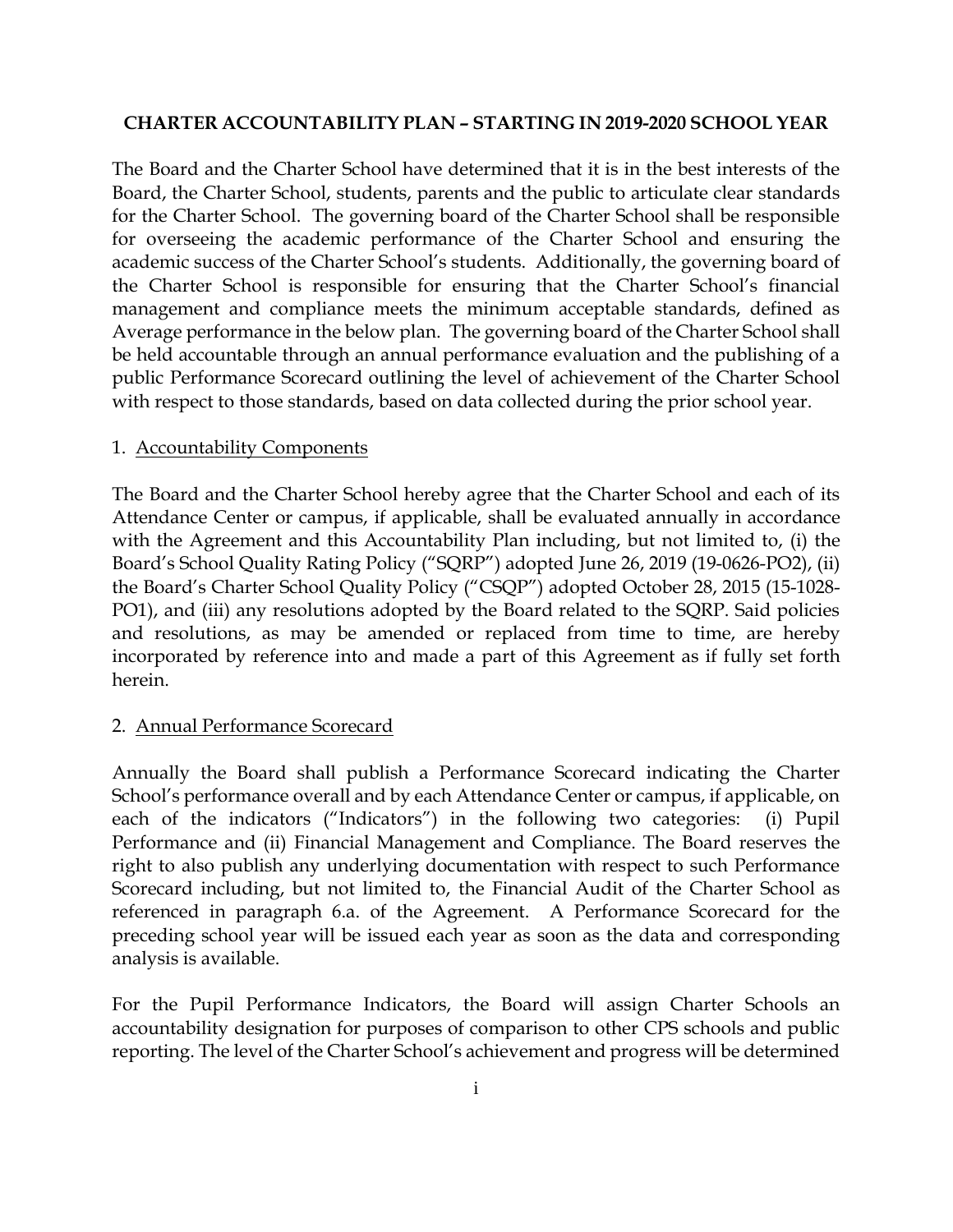**CHARTER ACCOUNTABILITY PLAN – STARTING IN 2019-2020 SCHOOL YEAR**

The Board and the Charter School have determined that it is in the best interests of the Board, the Charter School, students, parents and the public to articulate clear standards for the Charter School. The governing board of the Charter School shall be responsible for overseeing the academic performance of the Charter School and ensuring the academic success of the Charter School's students. Additionally, the governing board of the Charter School is responsible for ensuring that the Charter School's financial management and compliance meets the minimum acceptable standards, defined as Average performance in the below plan. The governing board of the Charter School shall be held accountable through an annual performance evaluation and the publishing of a public Performance Scorecard outlining the level of achievement of the Charter School with respect to those standards, based on data collected during the prior school year.

1. Accountability Components

The Board and the Charter School hereby agree that the Charter School and each of its Attendance Center or campus, if applicable, shall be evaluated annually in accordance with the Agreement and this Accountability Plan including, but not limited to, (i) the Board's School Quality Rating Policy ("SQRP") adopted June 26, 2019 (19-0626-PO2), (ii) the Board's Charter School Quality Policy ("CSQP") adopted October 28, 2015 (15-1028-PO1), and (iii) any resolutions adopted by the Board related to the SQRP. Said policies and resolutions, as may be amended or replaced from time to time, are hereby incorporated by reference into and made a part of this Agreement as if fully set forth herein.

2. Annual Performance Scorecard

Annually the Board shall publish a Performance Scorecard indicating the Charter School's performance overall and by each Attendance Center or campus, if applicable, on each of the indicators ("Indicators") in the following two categories: (i) Pupil Performance and (ii) Financial Management and Compliance. The Board reserves the right to also publish any underlying documentation with respect to such Performance Scorecard including, but not limited to, the Financial Audit of the Charter School as referenced in paragraph 6.a. of the Agreement. A Performance Scorecard for the preceding school year will be issued each year as soon as the data and corresponding analysis is available.

For the Pupil Performance Indicators, the Board will assign Charter Schools an accountability designation for purposes of comparison to other CPS schools and public reporting. The level of the Charter School's achievement and progress will be determined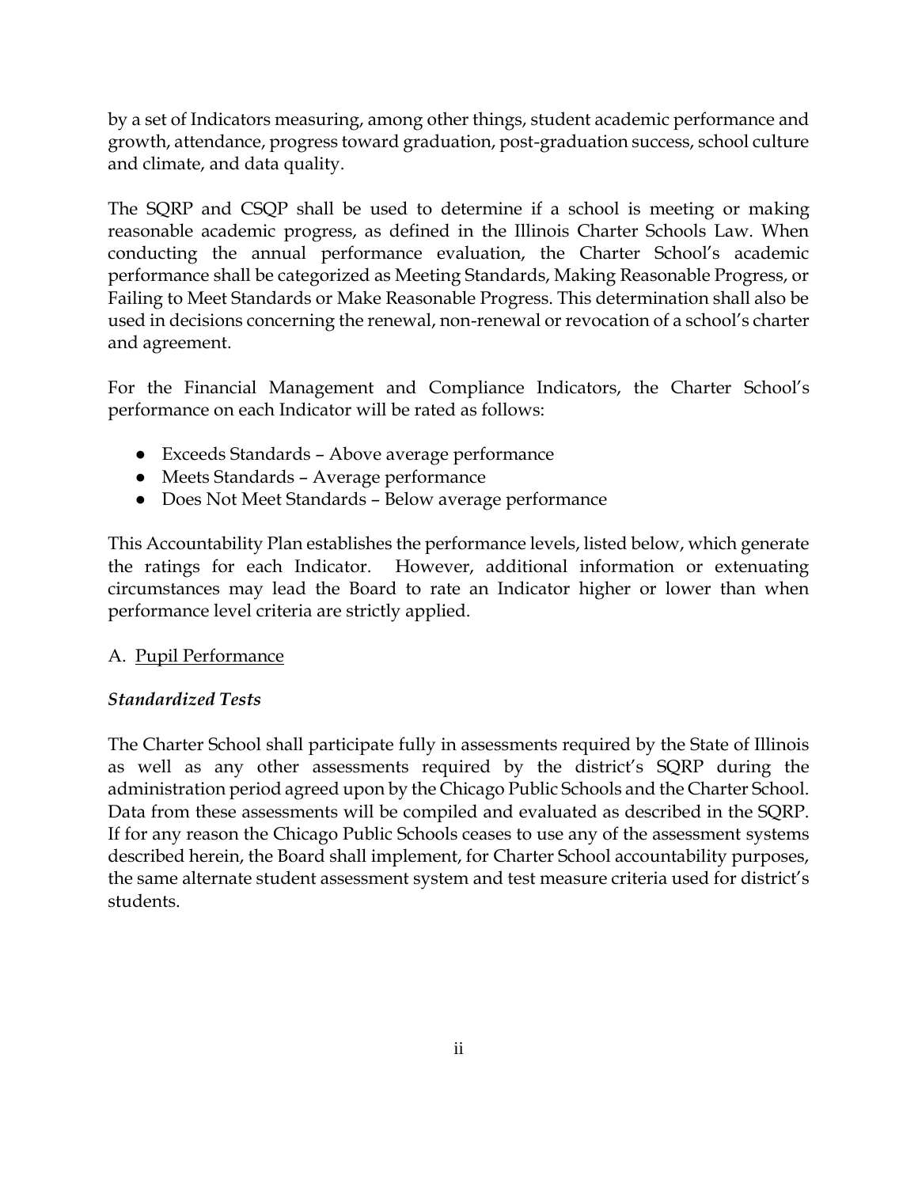by a set of Indicators measuring, among other things, student academic performance and growth, attendance, progress toward graduation, post-graduation success, school culture and climate, and data quality.

The SQRP and CSQP shall be used to determine if a school is meeting or making reasonable academic progress, as defined in the Illinois Charter Schools Law. When conducting the annual performance evaluation, the Charter School's academic performance shall be categorized as Meeting Standards, Making Reasonable Progress, or Failing to Meet Standards or Make Reasonable Progress. This determination shall also be used in decisions concerning the renewal, non-renewal or revocation of a school's charter and agreement.

For the Financial Management and Compliance Indicators, the Charter School's performance on each Indicator will be rated as follows:

- Exceeds Standards – Above average performance
- Meets Standards – Average performance
- Does Not Meet Standards – Below average performance

This Accountability Plan establishes the performance levels, listed below, which generate the ratings for each Indicator. However, additional information or extenuating circumstances may lead the Board to rate an Indicator higher or lower than when performance level criteria are strictly applied.

A. <u>Pupil Performance</u>

***Standardized Tests***

The Charter School shall participate fully in assessments required by the State of Illinois as well as any other assessments required by the district's SQRP during the administration period agreed upon by the Chicago Public Schools and the Charter School. Data from these assessments will be compiled and evaluated as described in the SQRP. If for any reason the Chicago Public Schools ceases to use any of the assessment systems described herein, the Board shall implement, for Charter School accountability purposes, the same alternate student assessment system and test measure criteria used for district's students.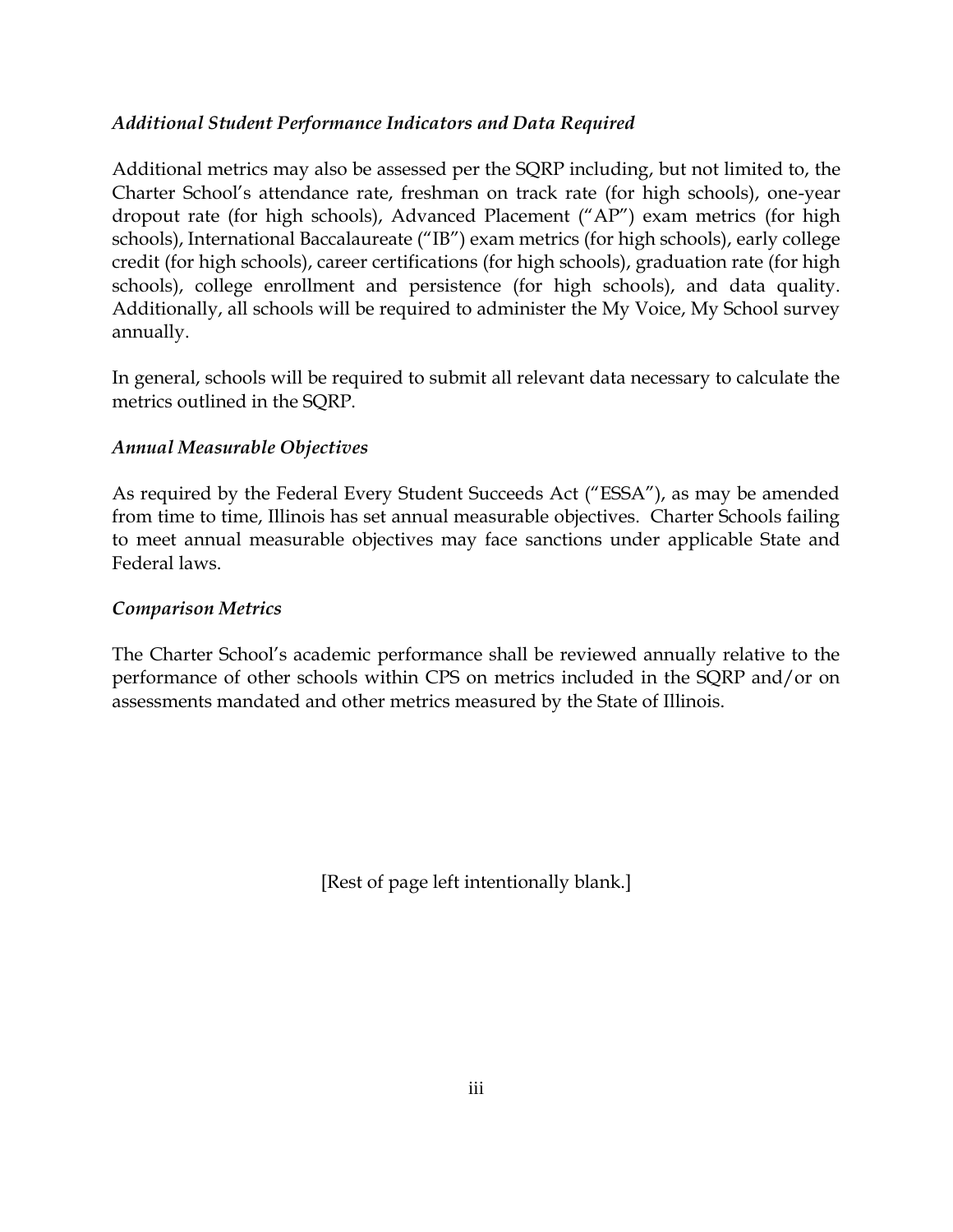### *Additional Student Performance Indicators and Data Required*

Additional metrics may also be assessed per the SQRP including, but not limited to, the Charter School's attendance rate, freshman on track rate (for high schools), one-year dropout rate (for high schools), Advanced Placement ("AP") exam metrics (for high schools), International Baccalaureate ("IB") exam metrics (for high schools), early college credit (for high schools), career certifications (for high schools), graduation rate (for high schools), college enrollment and persistence (for high schools), and data quality. Additionally, all schools will be required to administer the My Voice, My School survey annually.

In general, schools will be required to submit all relevant data necessary to calculate the metrics outlined in the SQRP.

### *Annual Measurable Objectives*

As required by the Federal Every Student Succeeds Act ("ESSA"), as may be amended from time to time, Illinois has set annual measurable objectives. Charter Schools failing to meet annual measurable objectives may face sanctions under applicable State and Federal laws.

### *Comparison Metrics*

The Charter School's academic performance shall be reviewed annually relative to the performance of other schools within CPS on metrics included in the SQRP and/or on assessments mandated and other metrics measured by the State of Illinois.

[Rest of page left intentionally blank.]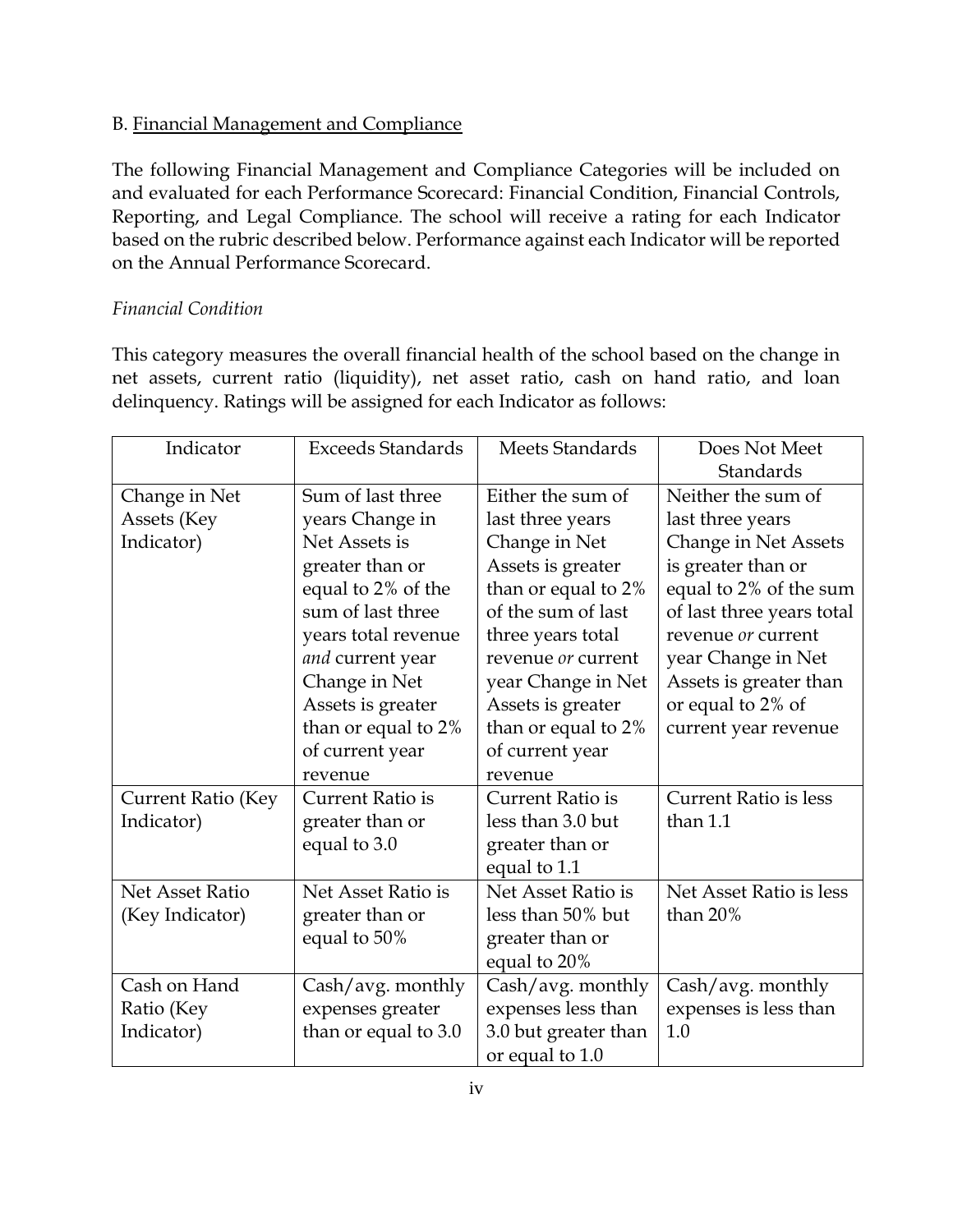B. Financial Management and Compliance

The following Financial Management and Compliance Categories will be included on and evaluated for each Performance Scorecard: Financial Condition, Financial Controls, Reporting, and Legal Compliance. The school will receive a rating for each Indicator based on the rubric described below. Performance against each Indicator will be reported on the Annual Performance Scorecard.

*Financial Condition*

This category measures the overall financial health of the school based on the change in net assets, current ratio (liquidity), net asset ratio, cash on hand ratio, and loan delinquency. Ratings will be assigned for each Indicator as follows:

| Indicator | Exceeds Standards | Meets Standards | Does Not Meet Standards |
|---|---|---|---|
| Change in Net Assets (Key Indicator) | Sum of last three years Change in Net Assets is greater than or equal to 2% of the sum of last three years total revenue *and* current year Change in Net Assets is greater than or equal to 2% of current year revenue | Either the sum of last three years Change in Net Assets is greater than or equal to 2% of the sum of last three years total revenue *or* current year Change in Net Assets is greater than or equal to 2% of current year revenue | Neither the sum of last three years Change in Net Assets is greater than or equal to 2% of the sum of last three years total revenue *or* current year Change in Net Assets is greater than or equal to 2% of current year revenue |
| Current Ratio (Key Indicator) | Current Ratio is greater than or equal to 3.0 | Current Ratio is less than 3.0 but greater than or equal to 1.1 | Current Ratio is less than 1.1 |
| Net Asset Ratio (Key Indicator) | Net Asset Ratio is greater than or equal to 50% | Net Asset Ratio is less than 50% but greater than or equal to 20% | Net Asset Ratio is less than 20% |
| Cash on Hand Ratio (Key Indicator) | Cash/avg. monthly expenses greater than or equal to 3.0 | Cash/avg. monthly expenses less than 3.0 but greater than or equal to 1.0 | Cash/avg. monthly expenses is less than 1.0 |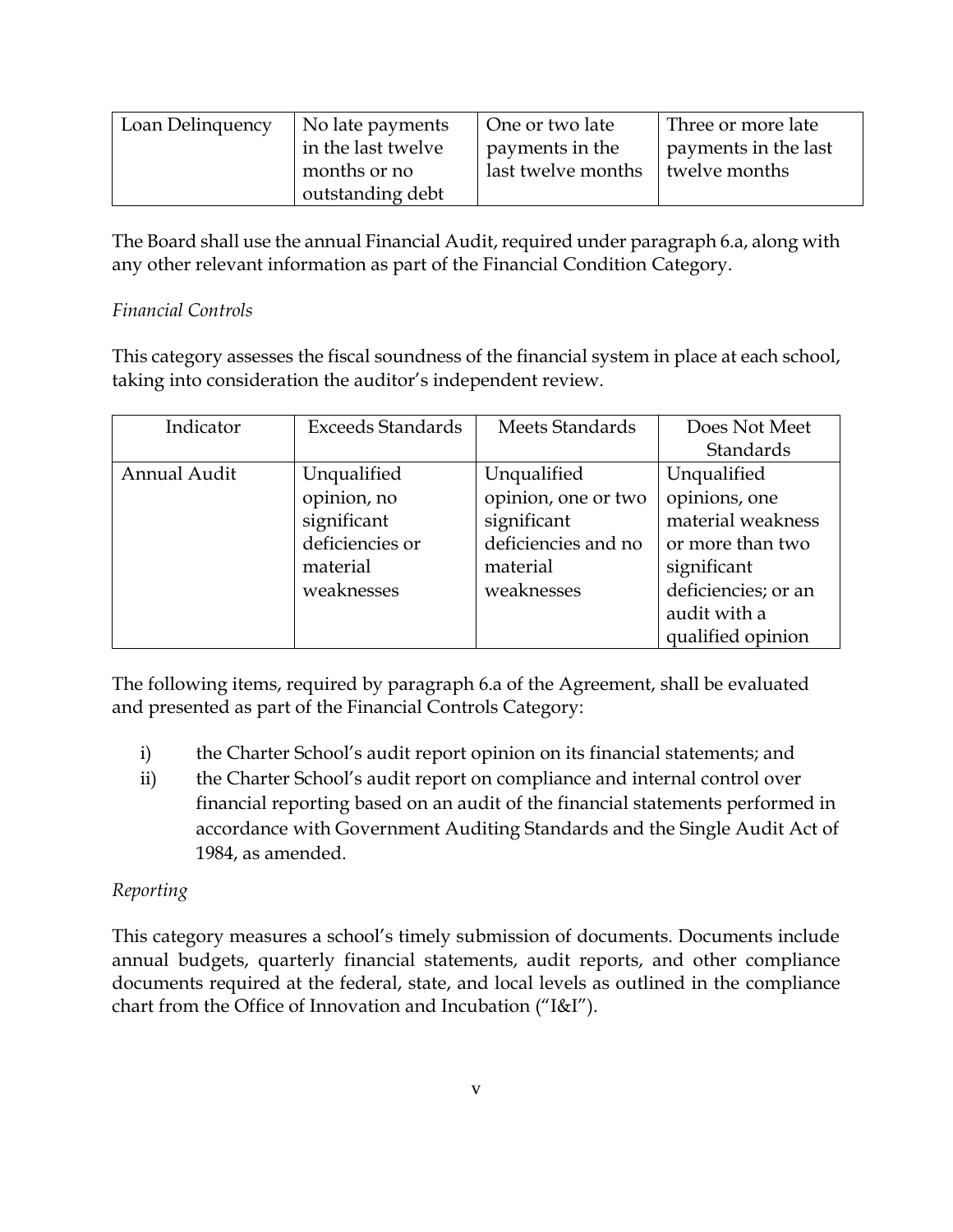| Loan Delinquency | No late payments in the last twelve months or no outstanding debt | One or two late payments in the last twelve months | Three or more late payments in the last twelve months |
|---|---|---|---|

The Board shall use the annual Financial Audit, required under paragraph 6.a, along with any other relevant information as part of the Financial Condition Category.

*Financial Controls*

This category assesses the fiscal soundness of the financial system in place at each school, taking into consideration the auditor's independent review.

| Indicator | Exceeds Standards | Meets Standards | Does Not Meet Standards |
|---|---|---|---|
| Annual Audit | Unqualified opinion, no significant deficiencies or material weaknesses | Unqualified opinion, one or two significant deficiencies and no material weaknesses | Unqualified opinions, one material weakness or more than two significant deficiencies; or an audit with a qualified opinion |

The following items, required by paragraph 6.a of the Agreement, shall be evaluated and presented as part of the Financial Controls Category:

i) the Charter School's audit report opinion on its financial statements; and
ii) the Charter School's audit report on compliance and internal control over financial reporting based on an audit of the financial statements performed in accordance with Government Auditing Standards and the Single Audit Act of 1984, as amended.

*Reporting*

This category measures a school's timely submission of documents. Documents include annual budgets, quarterly financial statements, audit reports, and other compliance documents required at the federal, state, and local levels as outlined in the compliance chart from the Office of Innovation and Incubation ("I&I").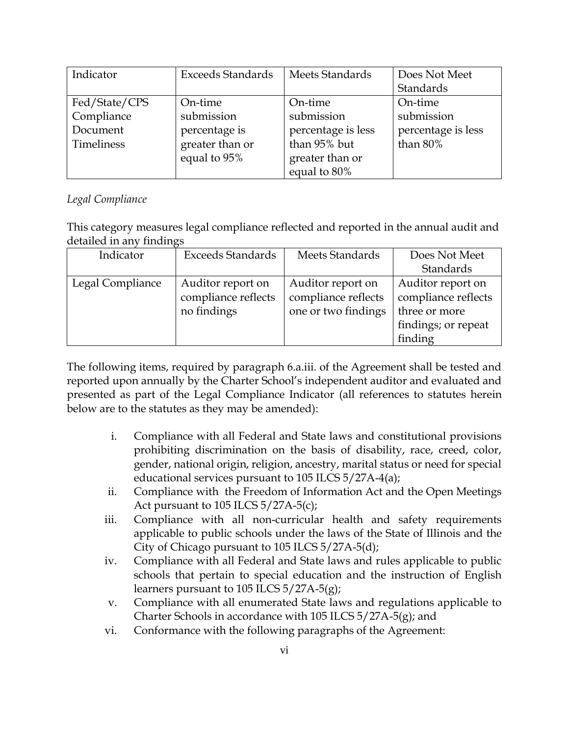| Indicator | Exceeds Standards | Meets Standards | Does Not Meet Standards |
|---|---|---|---|
| Fed/State/CPS Compliance Document Timeliness | On-time submission percentage is greater than or equal to 95% | On-time submission percentage is less than 95% but greater than or equal to 80% | On-time submission percentage is less than 80% |

*Legal Compliance*

This category measures legal compliance reflected and reported in the annual audit and detailed in any findings

| Indicator | Exceeds Standards | Meets Standards | Does Not Meet Standards |
|---|---|---|---|
| Legal Compliance | Auditor report on compliance reflects no findings | Auditor report on compliance reflects one or two findings | Auditor report on compliance reflects three or more findings; or repeat finding |

The following items, required by paragraph 6.a.iii. of the Agreement shall be tested and reported upon annually by the Charter School's independent auditor and evaluated and presented as part of the Legal Compliance Indicator (all references to statutes herein below are to the statutes as they may be amended):

i. Compliance with all Federal and State laws and constitutional provisions prohibiting discrimination on the basis of disability, race, creed, color, gender, national origin, religion, ancestry, marital status or need for special educational services pursuant to 105 ILCS 5/27A-4(a);

ii. Compliance with the Freedom of Information Act and the Open Meetings Act pursuant to 105 ILCS 5/27A-5(c);

iii. Compliance with all non-curricular health and safety requirements applicable to public schools under the laws of the State of Illinois and the City of Chicago pursuant to 105 ILCS 5/27A-5(d);

iv. Compliance with all Federal and State laws and rules applicable to public schools that pertain to special education and the instruction of English learners pursuant to 105 ILCS 5/27A-5(g);

v. Compliance with all enumerated State laws and regulations applicable to Charter Schools in accordance with 105 ILCS 5/27A-5(g); and

vi. Conformance with the following paragraphs of the Agreement: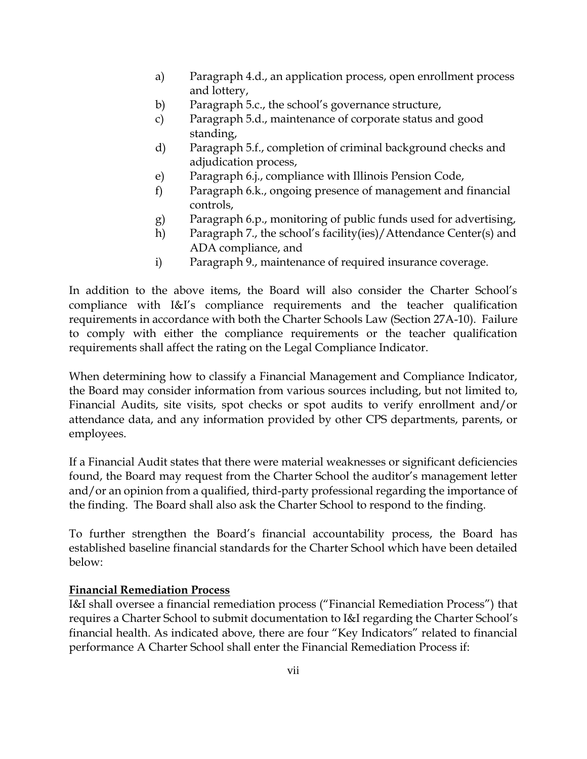a) Paragraph 4.d., an application process, open enrollment process and lottery,
b) Paragraph 5.c., the school's governance structure,
c) Paragraph 5.d., maintenance of corporate status and good standing,
d) Paragraph 5.f., completion of criminal background checks and adjudication process,
e) Paragraph 6.j., compliance with Illinois Pension Code,
f) Paragraph 6.k., ongoing presence of management and financial controls,
g) Paragraph 6.p., monitoring of public funds used for advertising,
h) Paragraph 7., the school's facility(ies)/Attendance Center(s) and ADA compliance, and
i) Paragraph 9., maintenance of required insurance coverage.

In addition to the above items, the Board will also consider the Charter School's compliance with I&I's compliance requirements and the teacher qualification requirements in accordance with both the Charter Schools Law (Section 27A-10). Failure to comply with either the compliance requirements or the teacher qualification requirements shall affect the rating on the Legal Compliance Indicator.

When determining how to classify a Financial Management and Compliance Indicator, the Board may consider information from various sources including, but not limited to, Financial Audits, site visits, spot checks or spot audits to verify enrollment and/or attendance data, and any information provided by other CPS departments, parents, or employees.

If a Financial Audit states that there were material weaknesses or significant deficiencies found, the Board may request from the Charter School the auditor's management letter and/or an opinion from a qualified, third-party professional regarding the importance of the finding. The Board shall also ask the Charter School to respond to the finding.

To further strengthen the Board's financial accountability process, the Board has established baseline financial standards for the Charter School which have been detailed below:

**Financial Remediation Process**

I&I shall oversee a financial remediation process ("Financial Remediation Process") that requires a Charter School to submit documentation to I&I regarding the Charter School's financial health. As indicated above, there are four "Key Indicators" related to financial performance A Charter School shall enter the Financial Remediation Process if: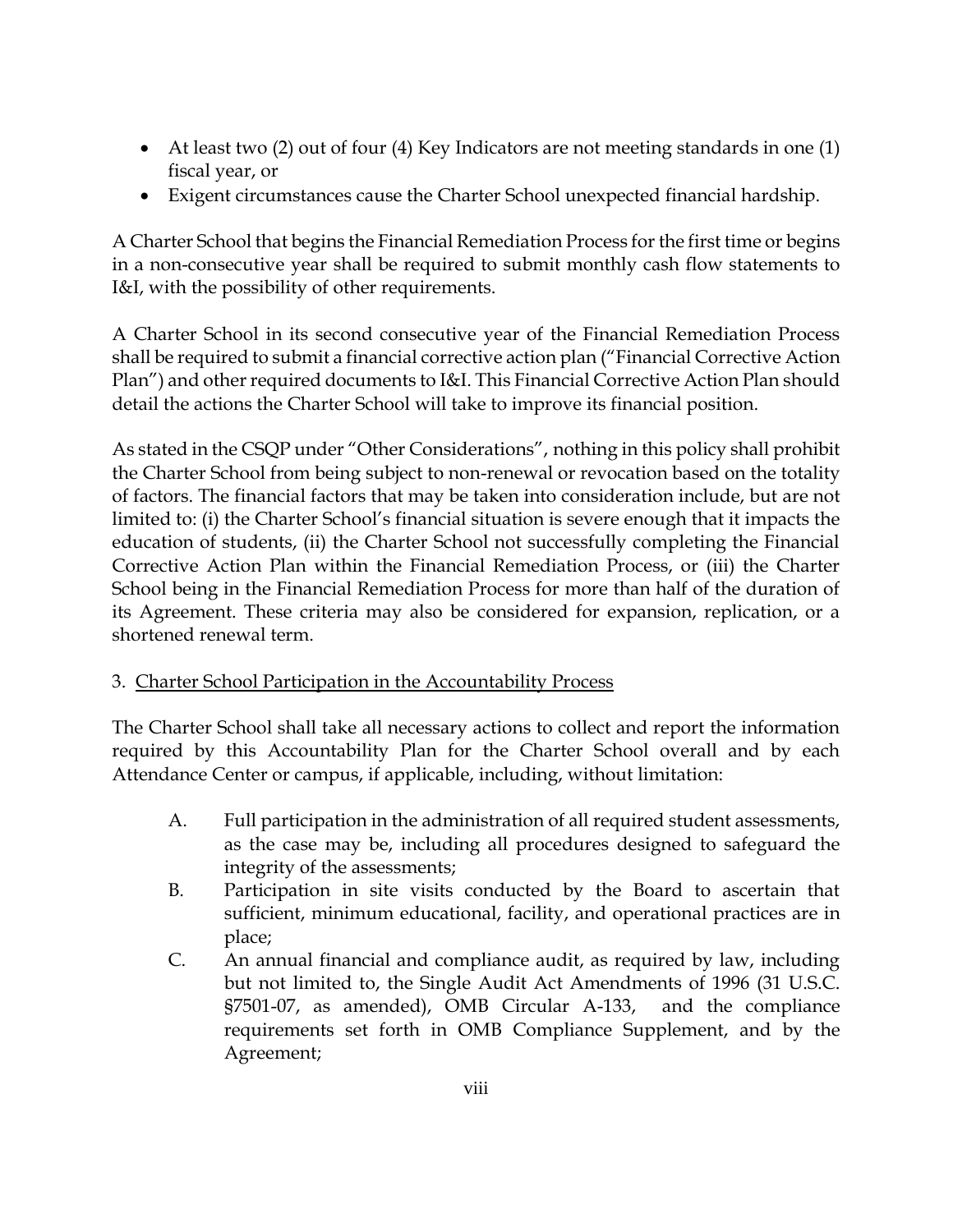- At least two (2) out of four (4) Key Indicators are not meeting standards in one (1) fiscal year, or
- Exigent circumstances cause the Charter School unexpected financial hardship.

A Charter School that begins the Financial Remediation Process for the first time or begins in a non-consecutive year shall be required to submit monthly cash flow statements to I&I, with the possibility of other requirements.

A Charter School in its second consecutive year of the Financial Remediation Process shall be required to submit a financial corrective action plan ("Financial Corrective Action Plan") and other required documents to I&I. This Financial Corrective Action Plan should detail the actions the Charter School will take to improve its financial position.

As stated in the CSQP under "Other Considerations", nothing in this policy shall prohibit the Charter School from being subject to non-renewal or revocation based on the totality of factors. The financial factors that may be taken into consideration include, but are not limited to: (i) the Charter School's financial situation is severe enough that it impacts the education of students, (ii) the Charter School not successfully completing the Financial Corrective Action Plan within the Financial Remediation Process, or (iii) the Charter School being in the Financial Remediation Process for more than half of the duration of its Agreement. These criteria may also be considered for expansion, replication, or a shortened renewal term.

3. <u>Charter School Participation in the Accountability Process</u>

The Charter School shall take all necessary actions to collect and report the information required by this Accountability Plan for the Charter School overall and by each Attendance Center or campus, if applicable, including, without limitation:

A. Full participation in the administration of all required student assessments, as the case may be, including all procedures designed to safeguard the integrity of the assessments;

B. Participation in site visits conducted by the Board to ascertain that sufficient, minimum educational, facility, and operational practices are in place;

C. An annual financial and compliance audit, as required by law, including but not limited to, the Single Audit Act Amendments of 1996 (31 U.S.C. §7501-07, as amended), OMB Circular A-133, and the compliance requirements set forth in OMB Compliance Supplement, and by the Agreement;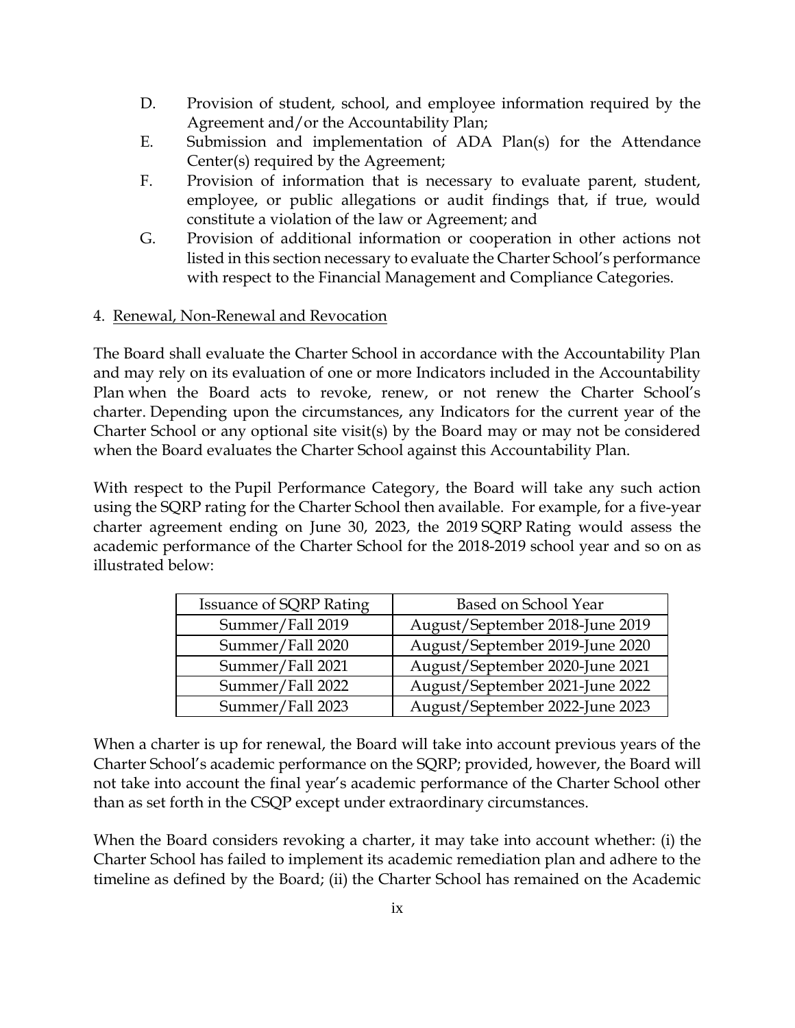D. Provision of student, school, and employee information required by the Agreement and/or the Accountability Plan;

E. Submission and implementation of ADA Plan(s) for the Attendance Center(s) required by the Agreement;

F. Provision of information that is necessary to evaluate parent, student, employee, or public allegations or audit findings that, if true, would constitute a violation of the law or Agreement; and

G. Provision of additional information or cooperation in other actions not listed in this section necessary to evaluate the Charter School's performance with respect to the Financial Management and Compliance Categories.

4. Renewal, Non-Renewal and Revocation

The Board shall evaluate the Charter School in accordance with the Accountability Plan and may rely on its evaluation of one or more Indicators included in the Accountability Plan when the Board acts to revoke, renew, or not renew the Charter School's charter. Depending upon the circumstances, any Indicators for the current year of the Charter School or any optional site visit(s) by the Board may or may not be considered when the Board evaluates the Charter School against this Accountability Plan.

With respect to the Pupil Performance Category, the Board will take any such action using the SQRP rating for the Charter School then available. For example, for a five-year charter agreement ending on June 30, 2023, the 2019 SQRP Rating would assess the academic performance of the Charter School for the 2018-2019 school year and so on as illustrated below:

| Issuance of SQRP Rating | Based on School Year |
| --- | --- |
| Summer/Fall 2019 | August/September 2018-June 2019 |
| Summer/Fall 2020 | August/September 2019-June 2020 |
| Summer/Fall 2021 | August/September 2020-June 2021 |
| Summer/Fall 2022 | August/September 2021-June 2022 |
| Summer/Fall 2023 | August/September 2022-June 2023 |

When a charter is up for renewal, the Board will take into account previous years of the Charter School's academic performance on the SQRP; provided, however, the Board will not take into account the final year's academic performance of the Charter School other than as set forth in the CSQP except under extraordinary circumstances.

When the Board considers revoking a charter, it may take into account whether: (i) the Charter School has failed to implement its academic remediation plan and adhere to the timeline as defined by the Board; (ii) the Charter School has remained on the Academic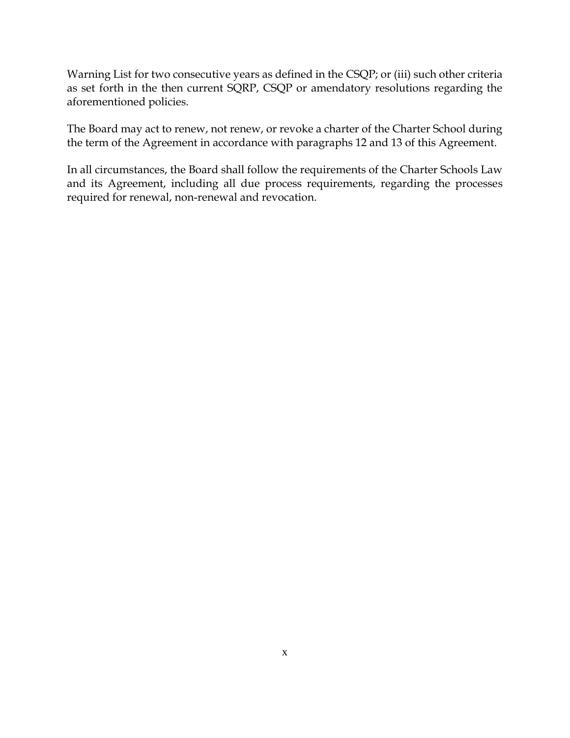Warning List for two consecutive years as defined in the CSQP; or (iii) such other criteria as set forth in the then current SQRP, CSQP or amendatory resolutions regarding the aforementioned policies.

The Board may act to renew, not renew, or revoke a charter of the Charter School during the term of the Agreement in accordance with paragraphs 12 and 13 of this Agreement.

In all circumstances, the Board shall follow the requirements of the Charter Schools Law and its Agreement, including all due process requirements, regarding the processes required for renewal, non-renewal and revocation.